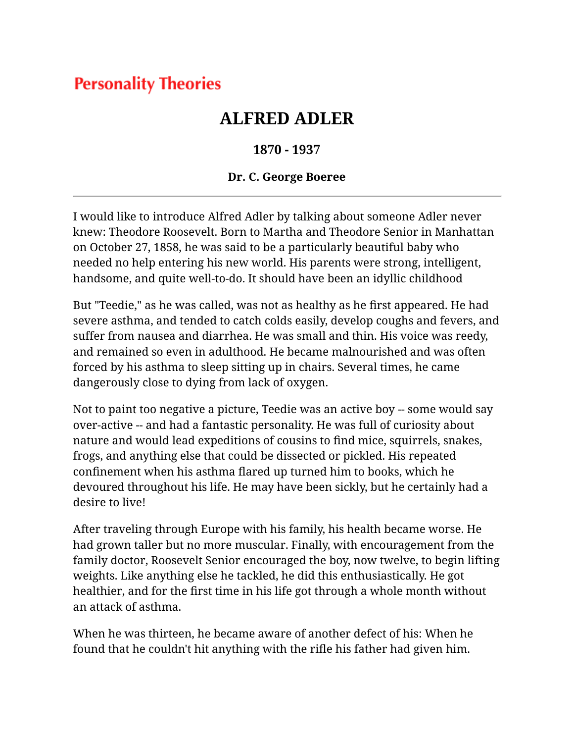Personality Theories

# ALFRED ADLER

### 1870 - 1937

### Dr. C. George Boeree

---

I would like to introduce Alfred Adler by talking about someone Adler never knew: Theodore Roosevelt. Born to Martha and Theodore Senior in Manhattan on October 27, 1858, he was said to be a particularly beautiful baby who needed no help entering his new world. His parents were strong, intelligent, handsome, and quite well-to-do. It should have been an idyllic childhood

But "Teedie," as he was called, was not as healthy as he first appeared. He had severe asthma, and tended to catch colds easily, develop coughs and fevers, and suffer from nausea and diarrhea. He was small and thin. His voice was reedy, and remained so even in adulthood. He became malnourished and was often forced by his asthma to sleep sitting up in chairs. Several times, he came dangerously close to dying from lack of oxygen.

Not to paint too negative a picture, Teedie was an active boy -- some would say over-active -- and had a fantastic personality. He was full of curiosity about nature and would lead expeditions of cousins to find mice, squirrels, snakes, frogs, and anything else that could be dissected or pickled. His repeated confinement when his asthma flared up turned him to books, which he devoured throughout his life. He may have been sickly, but he certainly had a desire to live!

After traveling through Europe with his family, his health became worse. He had grown taller but no more muscular. Finally, with encouragement from the family doctor, Roosevelt Senior encouraged the boy, now twelve, to begin lifting weights. Like anything else he tackled, he did this enthusiastically. He got healthier, and for the first time in his life got through a whole month without an attack of asthma.

When he was thirteen, he became aware of another defect of his: When he found that he couldn't hit anything with the rifle his father had given him.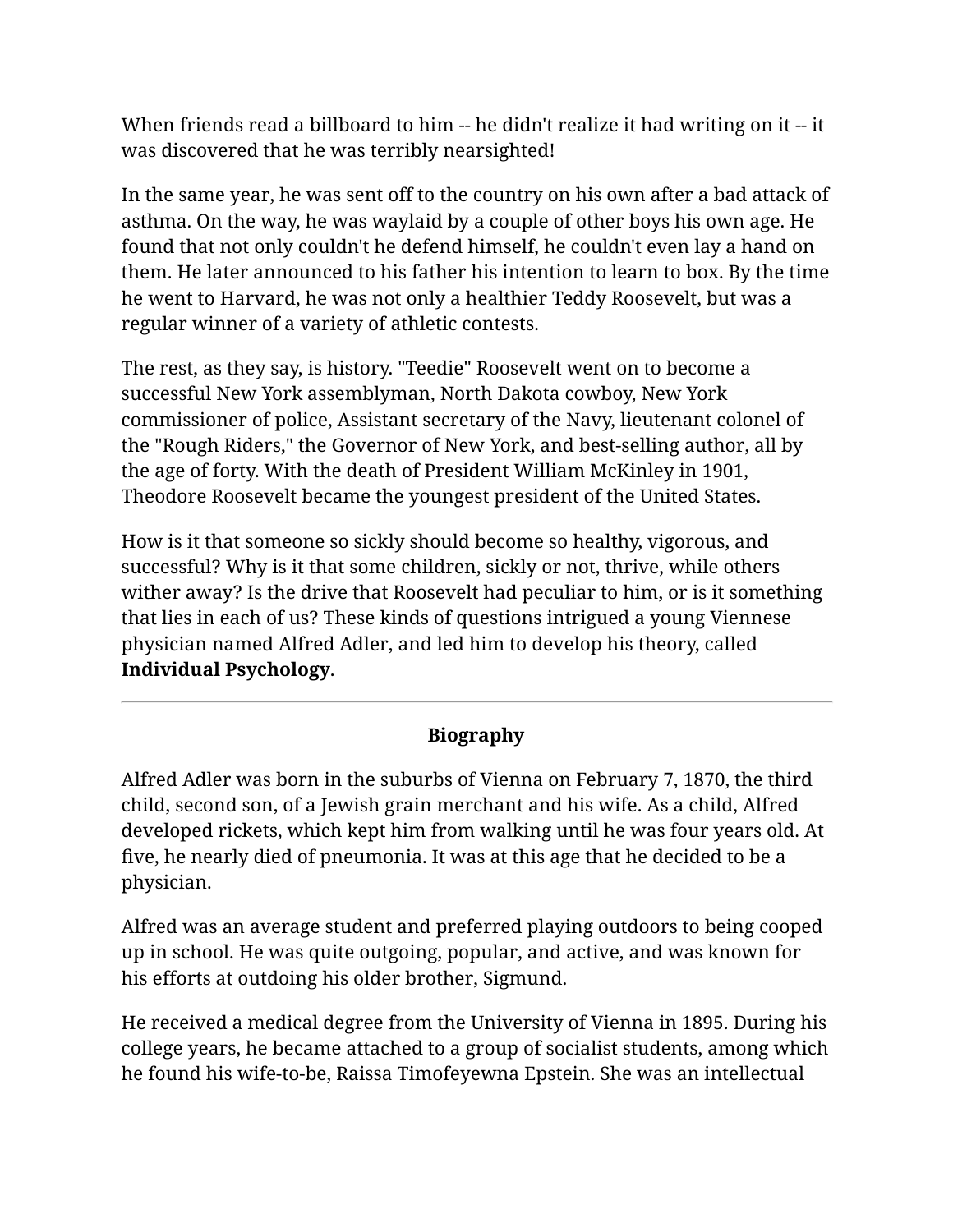When friends read a billboard to him -- he didn't realize it had writing on it -- it was discovered that he was terribly nearsighted!

In the same year, he was sent off to the country on his own after a bad attack of asthma. On the way, he was waylaid by a couple of other boys his own age. He found that not only couldn't he defend himself, he couldn't even lay a hand on them. He later announced to his father his intention to learn to box. By the time he went to Harvard, he was not only a healthier Teddy Roosevelt, but was a regular winner of a variety of athletic contests.

The rest, as they say, is history. "Teedie" Roosevelt went on to become a successful New York assemblyman, North Dakota cowboy, New York commissioner of police, Assistant secretary of the Navy, lieutenant colonel of the "Rough Riders," the Governor of New York, and best-selling author, all by the age of forty. With the death of President William McKinley in 1901, Theodore Roosevelt became the youngest president of the United States.

How is it that someone so sickly should become so healthy, vigorous, and successful? Why is it that some children, sickly or not, thrive, while others wither away? Is the drive that Roosevelt had peculiar to him, or is it something that lies in each of us? These kinds of questions intrigued a young Viennese physician named Alfred Adler, and led him to develop his theory, called **Individual Psychology**.

---

## Biography

Alfred Adler was born in the suburbs of Vienna on February 7, 1870, the third child, second son, of a Jewish grain merchant and his wife. As a child, Alfred developed rickets, which kept him from walking until he was four years old. At five, he nearly died of pneumonia. It was at this age that he decided to be a physician.

Alfred was an average student and preferred playing outdoors to being cooped up in school. He was quite outgoing, popular, and active, and was known for his efforts at outdoing his older brother, Sigmund.

He received a medical degree from the University of Vienna in 1895. During his college years, he became attached to a group of socialist students, among which he found his wife-to-be, Raissa Timofeyewna Epstein. She was an intellectual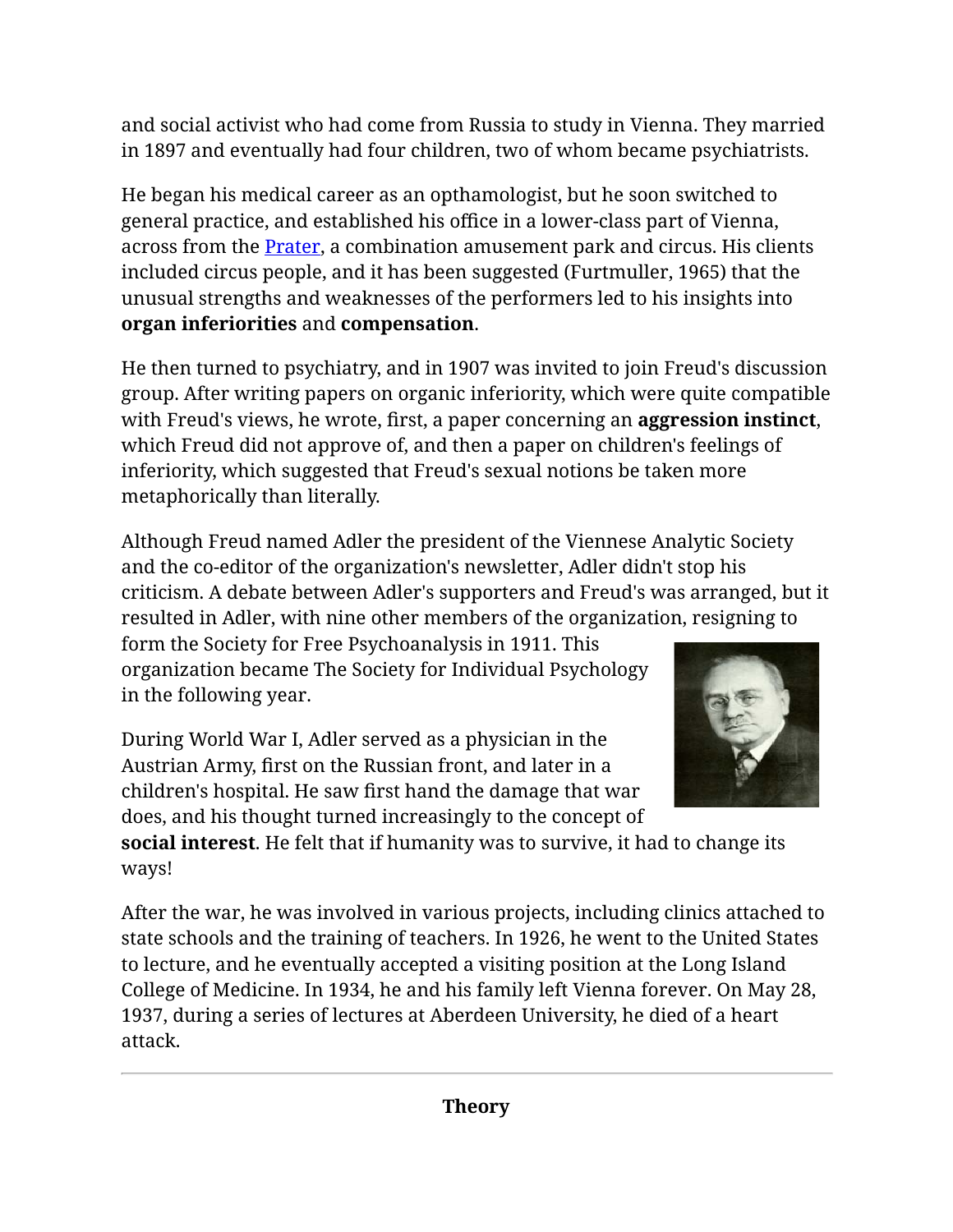and social activist who had come from Russia to study in Vienna. They married in 1897 and eventually had four children, two of whom became psychiatrists.

He began his medical career as an opthamologist, but he soon switched to general practice, and established his office in a lower-class part of Vienna, across from the Prater, a combination amusement park and circus. His clients included circus people, and it has been suggested (Furtmuller, 1965) that the unusual strengths and weaknesses of the performers led to his insights into **organ inferiorities** and **compensation**.

He then turned to psychiatry, and in 1907 was invited to join Freud's discussion group. After writing papers on organic inferiority, which were quite compatible with Freud's views, he wrote, first, a paper concerning an **aggression instinct**, which Freud did not approve of, and then a paper on children's feelings of inferiority, which suggested that Freud's sexual notions be taken more metaphorically than literally.

Although Freud named Adler the president of the Viennese Analytic Society and the co-editor of the organization's newsletter, Adler didn't stop his criticism. A debate between Adler's supporters and Freud's was arranged, but it resulted in Adler, with nine other members of the organization, resigning to form the Society for Free Psychoanalysis in 1911. This organization became The Society for Individual Psychology in the following year.

During World War I, Adler served as a physician in the Austrian Army, first on the Russian front, and later in a children's hospital. He saw first hand the damage that war does, and his thought turned increasingly to the concept of **social interest**. He felt that if humanity was to survive, it had to change its ways!

After the war, he was involved in various projects, including clinics attached to state schools and the training of teachers. In 1926, he went to the United States to lecture, and he eventually accepted a visiting position at the Long Island College of Medicine. In 1934, he and his family left Vienna forever. On May 28, 1937, during a series of lectures at Aberdeen University, he died of a heart attack.

---

## Theory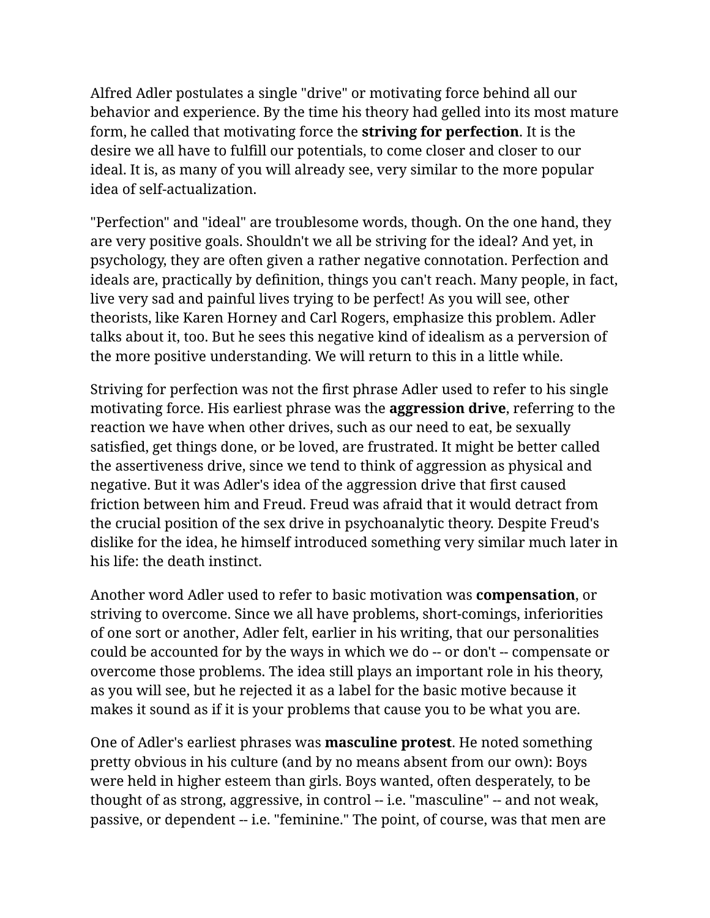Alfred Adler postulates a single "drive" or motivating force behind all our behavior and experience. By the time his theory had gelled into its most mature form, he called that motivating force the **striving for perfection**. It is the desire we all have to fulfill our potentials, to come closer and closer to our ideal. It is, as many of you will already see, very similar to the more popular idea of self-actualization.

"Perfection" and "ideal" are troublesome words, though. On the one hand, they are very positive goals. Shouldn't we all be striving for the ideal? And yet, in psychology, they are often given a rather negative connotation. Perfection and ideals are, practically by definition, things you can't reach. Many people, in fact, live very sad and painful lives trying to be perfect! As you will see, other theorists, like Karen Horney and Carl Rogers, emphasize this problem. Adler talks about it, too. But he sees this negative kind of idealism as a perversion of the more positive understanding. We will return to this in a little while.

Striving for perfection was not the first phrase Adler used to refer to his single motivating force. His earliest phrase was the **aggression drive**, referring to the reaction we have when other drives, such as our need to eat, be sexually satisfied, get things done, or be loved, are frustrated. It might be better called the assertiveness drive, since we tend to think of aggression as physical and negative. But it was Adler's idea of the aggression drive that first caused friction between him and Freud. Freud was afraid that it would detract from the crucial position of the sex drive in psychoanalytic theory. Despite Freud's dislike for the idea, he himself introduced something very similar much later in his life: the death instinct.

Another word Adler used to refer to basic motivation was **compensation**, or striving to overcome. Since we all have problems, short-comings, inferiorities of one sort or another, Adler felt, earlier in his writing, that our personalities could be accounted for by the ways in which we do -- or don't -- compensate or overcome those problems. The idea still plays an important role in his theory, as you will see, but he rejected it as a label for the basic motive because it makes it sound as if it is your problems that cause you to be what you are.

One of Adler's earliest phrases was **masculine protest**. He noted something pretty obvious in his culture (and by no means absent from our own): Boys were held in higher esteem than girls. Boys wanted, often desperately, to be thought of as strong, aggressive, in control -- i.e. "masculine" -- and not weak, passive, or dependent -- i.e. "feminine." The point, of course, was that men are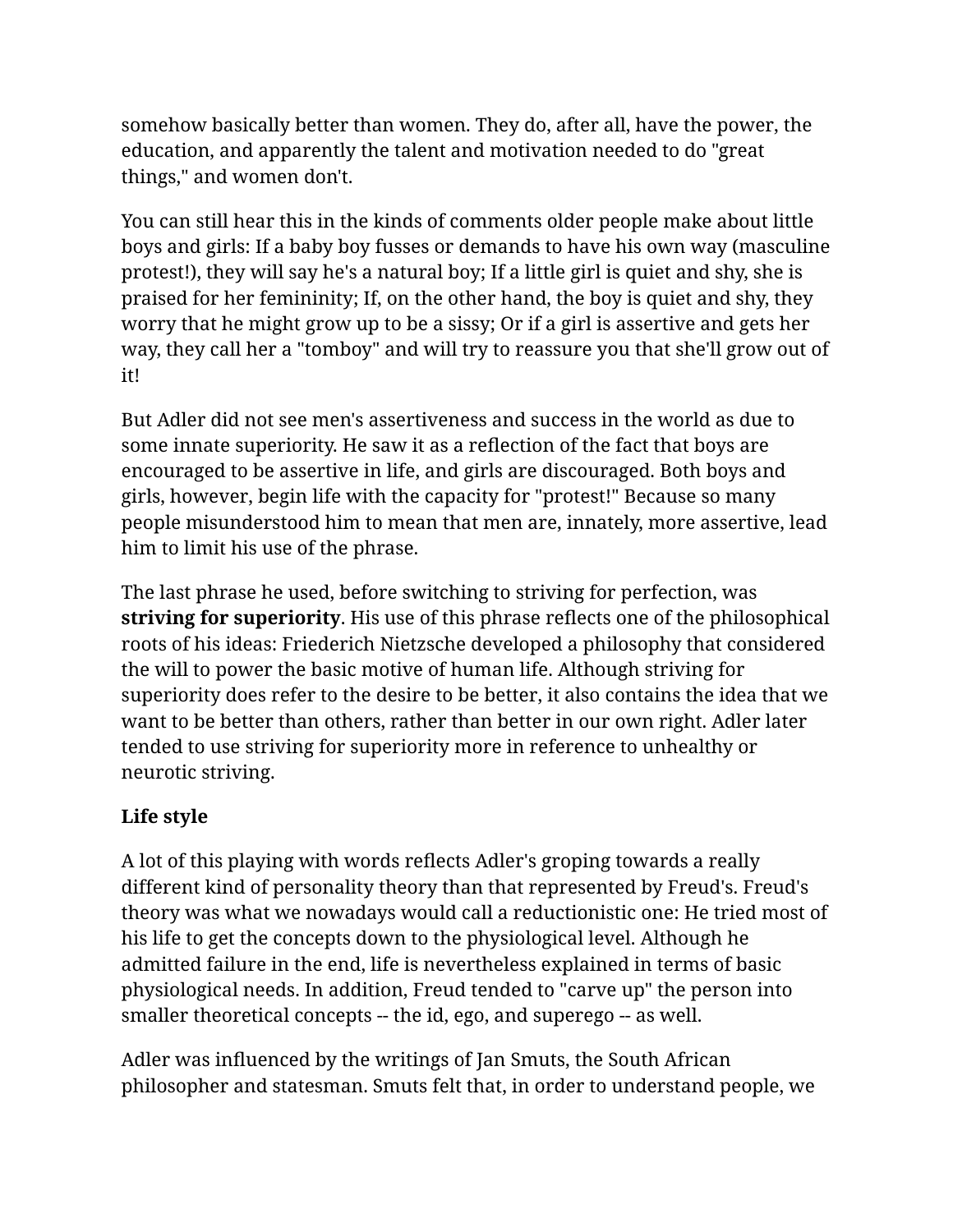somehow basically better than women. They do, after all, have the power, the education, and apparently the talent and motivation needed to do "great things," and women don't.

You can still hear this in the kinds of comments older people make about little boys and girls: If a baby boy fusses or demands to have his own way (masculine protest!), they will say he's a natural boy; If a little girl is quiet and shy, she is praised for her femininity; If, on the other hand, the boy is quiet and shy, they worry that he might grow up to be a sissy; Or if a girl is assertive and gets her way, they call her a "tomboy" and will try to reassure you that she'll grow out of it!

But Adler did not see men's assertiveness and success in the world as due to some innate superiority. He saw it as a reflection of the fact that boys are encouraged to be assertive in life, and girls are discouraged. Both boys and girls, however, begin life with the capacity for "protest!" Because so many people misunderstood him to mean that men are, innately, more assertive, lead him to limit his use of the phrase.

The last phrase he used, before switching to striving for perfection, was **striving for superiority**. His use of this phrase reflects one of the philosophical roots of his ideas: Friederich Nietzsche developed a philosophy that considered the will to power the basic motive of human life. Although striving for superiority does refer to the desire to be better, it also contains the idea that we want to be better than others, rather than better in our own right. Adler later tended to use striving for superiority more in reference to unhealthy or neurotic striving.

**Life style**

A lot of this playing with words reflects Adler's groping towards a really different kind of personality theory than that represented by Freud's. Freud's theory was what we nowadays would call a reductionistic one: He tried most of his life to get the concepts down to the physiological level. Although he admitted failure in the end, life is nevertheless explained in terms of basic physiological needs. In addition, Freud tended to "carve up" the person into smaller theoretical concepts -- the id, ego, and superego -- as well.

Adler was influenced by the writings of Jan Smuts, the South African philosopher and statesman. Smuts felt that, in order to understand people, we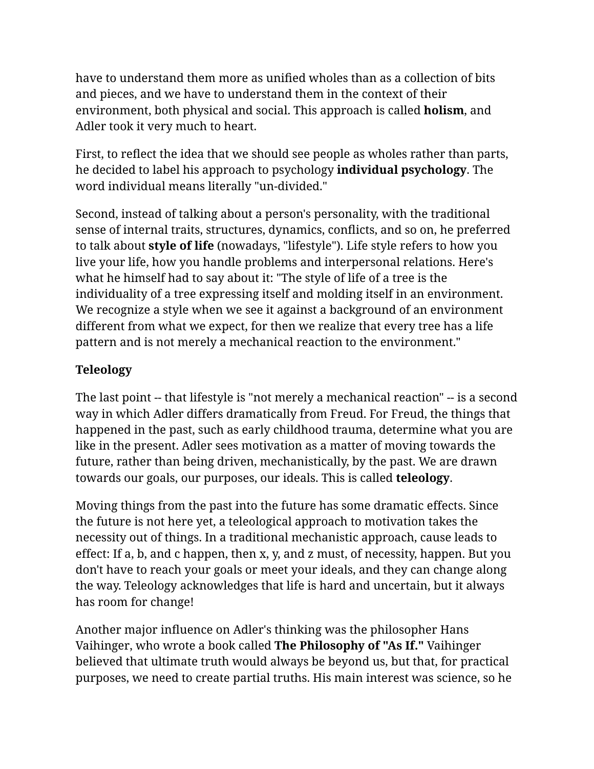have to understand them more as unified wholes than as a collection of bits and pieces, and we have to understand them in the context of their environment, both physical and social. This approach is called **holism**, and Adler took it very much to heart.

First, to reflect the idea that we should see people as wholes rather than parts, he decided to label his approach to psychology **individual psychology**. The word individual means literally "un-divided."

Second, instead of talking about a person's personality, with the traditional sense of internal traits, structures, dynamics, conflicts, and so on, he preferred to talk about **style of life** (nowadays, "lifestyle"). Life style refers to how you live your life, how you handle problems and interpersonal relations. Here's what he himself had to say about it: "The style of life of a tree is the individuality of a tree expressing itself and molding itself in an environment. We recognize a style when we see it against a background of an environment different from what we expect, for then we realize that every tree has a life pattern and is not merely a mechanical reaction to the environment."

**Teleology**

The last point -- that lifestyle is "not merely a mechanical reaction" -- is a second way in which Adler differs dramatically from Freud. For Freud, the things that happened in the past, such as early childhood trauma, determine what you are like in the present. Adler sees motivation as a matter of moving towards the future, rather than being driven, mechanistically, by the past. We are drawn towards our goals, our purposes, our ideals. This is called **teleology**.

Moving things from the past into the future has some dramatic effects. Since the future is not here yet, a teleological approach to motivation takes the necessity out of things. In a traditional mechanistic approach, cause leads to effect: If a, b, and c happen, then x, y, and z must, of necessity, happen. But you don't have to reach your goals or meet your ideals, and they can change along the way. Teleology acknowledges that life is hard and uncertain, but it always has room for change!

Another major influence on Adler's thinking was the philosopher Hans Vaihinger, who wrote a book called **The Philosophy of "As If."** Vaihinger believed that ultimate truth would always be beyond us, but that, for practical purposes, we need to create partial truths. His main interest was science, so he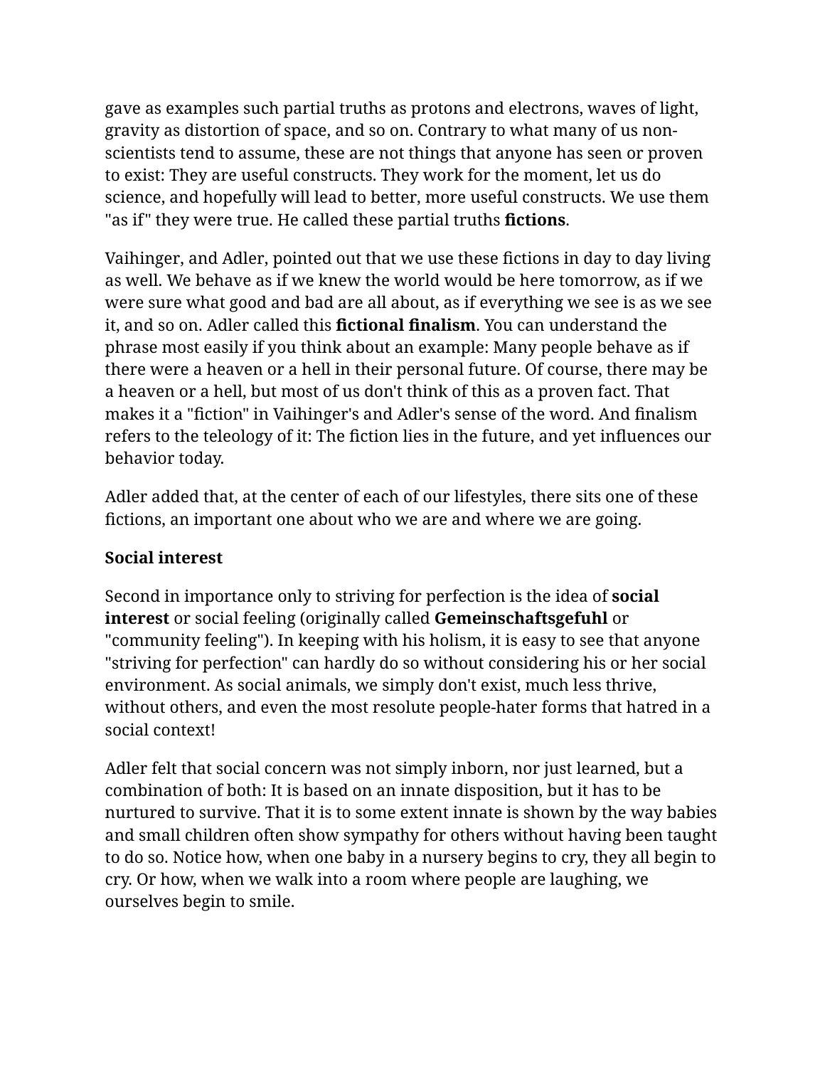gave as examples such partial truths as protons and electrons, waves of light, gravity as distortion of space, and so on. Contrary to what many of us non-scientists tend to assume, these are not things that anyone has seen or proven to exist: They are useful constructs. They work for the moment, let us do science, and hopefully will lead to better, more useful constructs. We use them "as if" they were true. He called these partial truths **fictions**.

Vaihinger, and Adler, pointed out that we use these fictions in day to day living as well. We behave as if we knew the world would be here tomorrow, as if we were sure what good and bad are all about, as if everything we see is as we see it, and so on. Adler called this **fictional finalism**. You can understand the phrase most easily if you think about an example: Many people behave as if there were a heaven or a hell in their personal future. Of course, there may be a heaven or a hell, but most of us don't think of this as a proven fact. That makes it a "fiction" in Vaihinger's and Adler's sense of the word. And finalism refers to the teleology of it: The fiction lies in the future, and yet influences our behavior today.

Adler added that, at the center of each of our lifestyles, there sits one of these fictions, an important one about who we are and where we are going.

**Social interest**

Second in importance only to striving for perfection is the idea of **social interest** or social feeling (originally called **Gemeinschaftsgefuhl** or "community feeling"). In keeping with his holism, it is easy to see that anyone "striving for perfection" can hardly do so without considering his or her social environment. As social animals, we simply don't exist, much less thrive, without others, and even the most resolute people-hater forms that hatred in a social context!

Adler felt that social concern was not simply inborn, nor just learned, but a combination of both: It is based on an innate disposition, but it has to be nurtured to survive. That it is to some extent innate is shown by the way babies and small children often show sympathy for others without having been taught to do so. Notice how, when one baby in a nursery begins to cry, they all begin to cry. Or how, when we walk into a room where people are laughing, we ourselves begin to smile.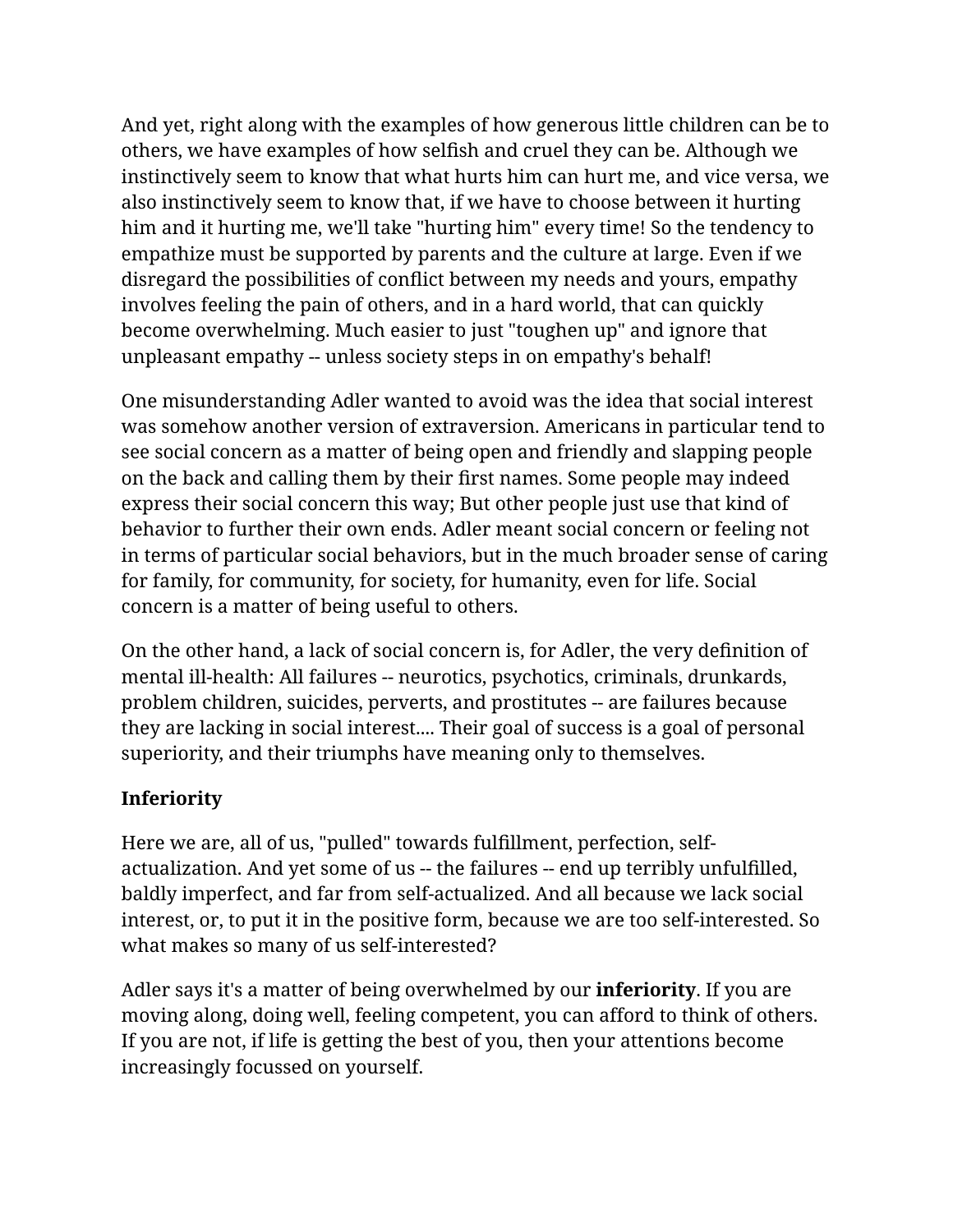And yet, right along with the examples of how generous little children can be to others, we have examples of how selfish and cruel they can be. Although we instinctively seem to know that what hurts him can hurt me, and vice versa, we also instinctively seem to know that, if we have to choose between it hurting him and it hurting me, we'll take "hurting him" every time! So the tendency to empathize must be supported by parents and the culture at large. Even if we disregard the possibilities of conflict between my needs and yours, empathy involves feeling the pain of others, and in a hard world, that can quickly become overwhelming. Much easier to just "toughen up" and ignore that unpleasant empathy -- unless society steps in on empathy's behalf!

One misunderstanding Adler wanted to avoid was the idea that social interest was somehow another version of extraversion. Americans in particular tend to see social concern as a matter of being open and friendly and slapping people on the back and calling them by their first names. Some people may indeed express their social concern this way; But other people just use that kind of behavior to further their own ends. Adler meant social concern or feeling not in terms of particular social behaviors, but in the much broader sense of caring for family, for community, for society, for humanity, even for life. Social concern is a matter of being useful to others.

On the other hand, a lack of social concern is, for Adler, the very definition of mental ill-health: All failures -- neurotics, psychotics, criminals, drunkards, problem children, suicides, perverts, and prostitutes -- are failures because they are lacking in social interest.... Their goal of success is a goal of personal superiority, and their triumphs have meaning only to themselves.

**Inferiority**

Here we are, all of us, "pulled" towards fulfillment, perfection, self-actualization. And yet some of us -- the failures -- end up terribly unfulfilled, baldly imperfect, and far from self-actualized. And all because we lack social interest, or, to put it in the positive form, because we are too self-interested. So what makes so many of us self-interested?

Adler says it's a matter of being overwhelmed by our **inferiority**. If you are moving along, doing well, feeling competent, you can afford to think of others. If you are not, if life is getting the best of you, then your attentions become increasingly focussed on yourself.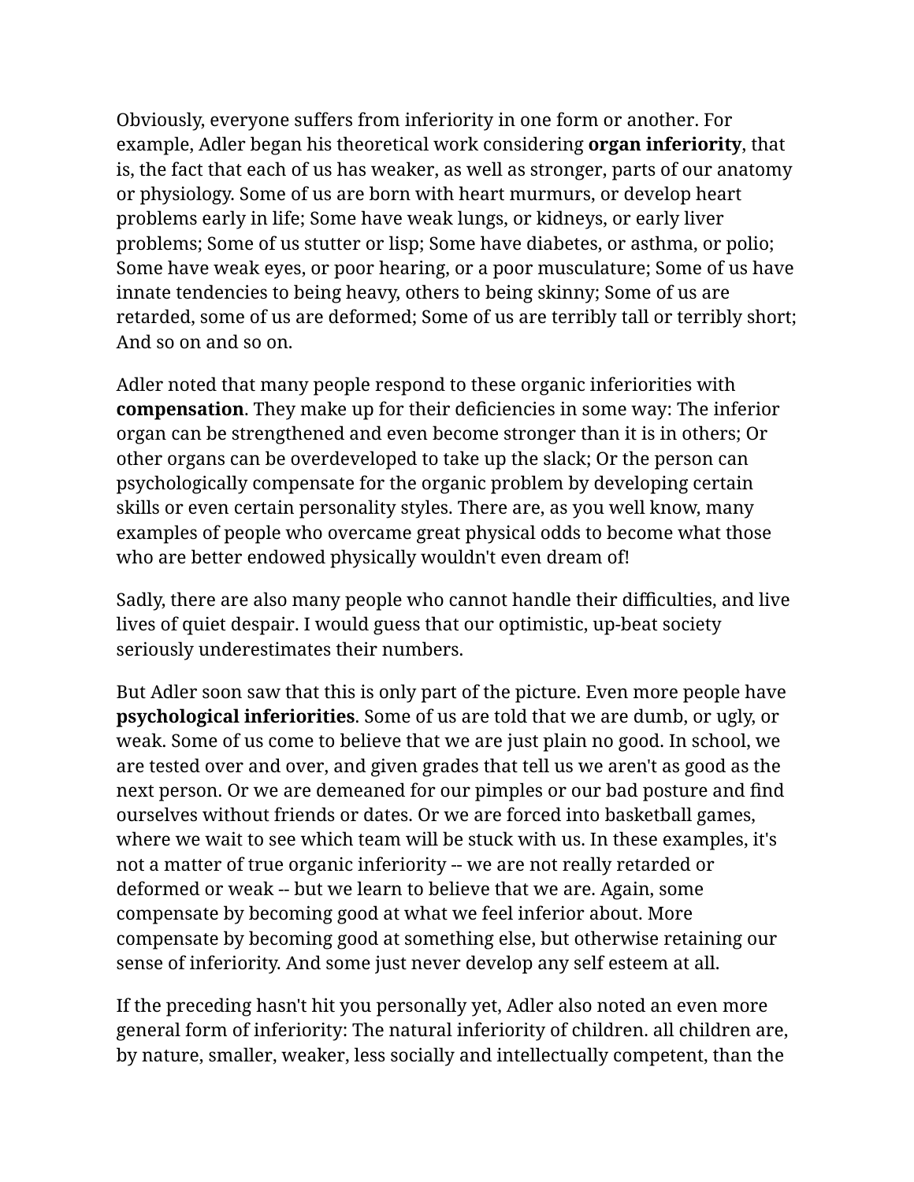Obviously, everyone suffers from inferiority in one form or another. For example, Adler began his theoretical work considering **organ inferiority**, that is, the fact that each of us has weaker, as well as stronger, parts of our anatomy or physiology. Some of us are born with heart murmurs, or develop heart problems early in life; Some have weak lungs, or kidneys, or early liver problems; Some of us stutter or lisp; Some have diabetes, or asthma, or polio; Some have weak eyes, or poor hearing, or a poor musculature; Some of us have innate tendencies to being heavy, others to being skinny; Some of us are retarded, some of us are deformed; Some of us are terribly tall or terribly short; And so on and so on.

Adler noted that many people respond to these organic inferiorities with **compensation**. They make up for their deficiencies in some way: The inferior organ can be strengthened and even become stronger than it is in others; Or other organs can be overdeveloped to take up the slack; Or the person can psychologically compensate for the organic problem by developing certain skills or even certain personality styles. There are, as you well know, many examples of people who overcame great physical odds to become what those who are better endowed physically wouldn't even dream of!

Sadly, there are also many people who cannot handle their difficulties, and live lives of quiet despair. I would guess that our optimistic, up-beat society seriously underestimates their numbers.

But Adler soon saw that this is only part of the picture. Even more people have **psychological inferiorities**. Some of us are told that we are dumb, or ugly, or weak. Some of us come to believe that we are just plain no good. In school, we are tested over and over, and given grades that tell us we aren't as good as the next person. Or we are demeaned for our pimples or our bad posture and find ourselves without friends or dates. Or we are forced into basketball games, where we wait to see which team will be stuck with us. In these examples, it's not a matter of true organic inferiority -- we are not really retarded or deformed or weak -- but we learn to believe that we are. Again, some compensate by becoming good at what we feel inferior about. More compensate by becoming good at something else, but otherwise retaining our sense of inferiority. And some just never develop any self esteem at all.

If the preceding hasn't hit you personally yet, Adler also noted an even more general form of inferiority: The natural inferiority of children. all children are, by nature, smaller, weaker, less socially and intellectually competent, than the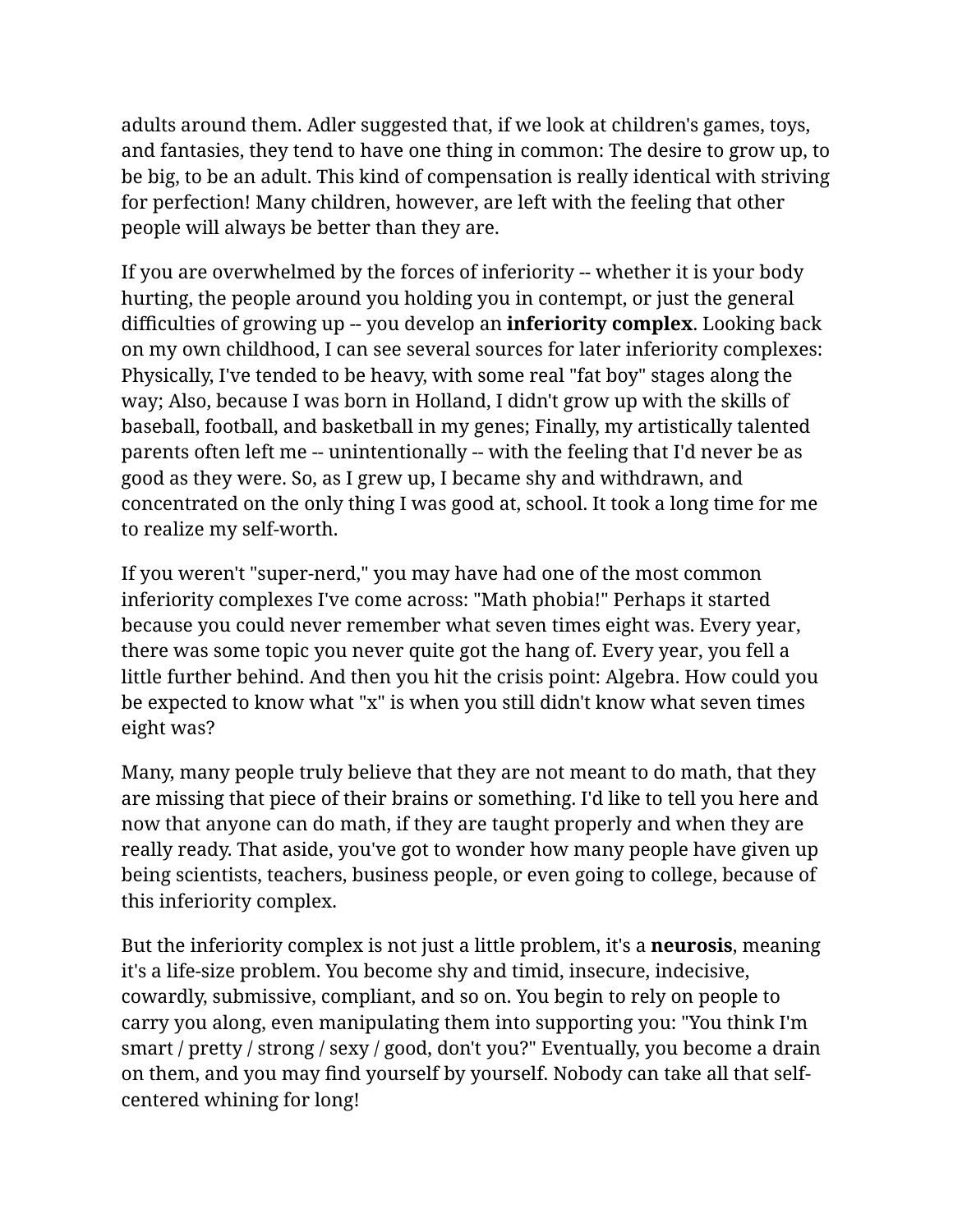adults around them. Adler suggested that, if we look at children's games, toys, and fantasies, they tend to have one thing in common: The desire to grow up, to be big, to be an adult. This kind of compensation is really identical with striving for perfection! Many children, however, are left with the feeling that other people will always be better than they are.

If you are overwhelmed by the forces of inferiority -- whether it is your body hurting, the people around you holding you in contempt, or just the general difficulties of growing up -- you develop an **inferiority complex**. Looking back on my own childhood, I can see several sources for later inferiority complexes: Physically, I've tended to be heavy, with some real "fat boy" stages along the way; Also, because I was born in Holland, I didn't grow up with the skills of baseball, football, and basketball in my genes; Finally, my artistically talented parents often left me -- unintentionally -- with the feeling that I'd never be as good as they were. So, as I grew up, I became shy and withdrawn, and concentrated on the only thing I was good at, school. It took a long time for me to realize my self-worth.

If you weren't "super-nerd," you may have had one of the most common inferiority complexes I've come across: "Math phobia!" Perhaps it started because you could never remember what seven times eight was. Every year, there was some topic you never quite got the hang of. Every year, you fell a little further behind. And then you hit the crisis point: Algebra. How could you be expected to know what "x" is when you still didn't know what seven times eight was?

Many, many people truly believe that they are not meant to do math, that they are missing that piece of their brains or something. I'd like to tell you here and now that anyone can do math, if they are taught properly and when they are really ready. That aside, you've got to wonder how many people have given up being scientists, teachers, business people, or even going to college, because of this inferiority complex.

But the inferiority complex is not just a little problem, it's a **neurosis**, meaning it's a life-size problem. You become shy and timid, insecure, indecisive, cowardly, submissive, compliant, and so on. You begin to rely on people to carry you along, even manipulating them into supporting you: "You think I'm smart / pretty / strong / sexy / good, don't you?" Eventually, you become a drain on them, and you may find yourself by yourself. Nobody can take all that self-centered whining for long!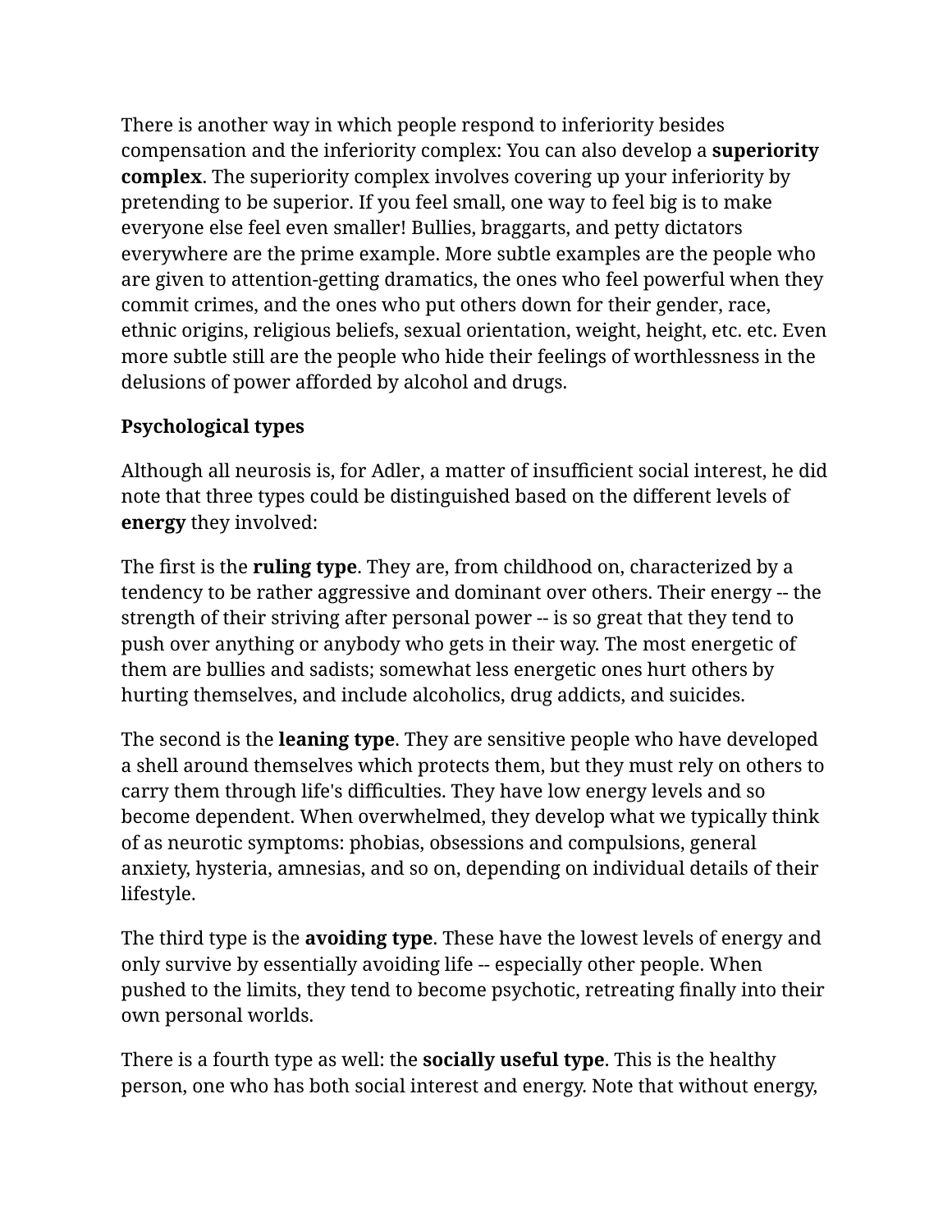There is another way in which people respond to inferiority besides compensation and the inferiority complex: You can also develop a **superiority complex**. The superiority complex involves covering up your inferiority by pretending to be superior. If you feel small, one way to feel big is to make everyone else feel even smaller! Bullies, braggarts, and petty dictators everywhere are the prime example. More subtle examples are the people who are given to attention-getting dramatics, the ones who feel powerful when they commit crimes, and the ones who put others down for their gender, race, ethnic origins, religious beliefs, sexual orientation, weight, height, etc. etc. Even more subtle still are the people who hide their feelings of worthlessness in the delusions of power afforded by alcohol and drugs.

**Psychological types**

Although all neurosis is, for Adler, a matter of insufficient social interest, he did note that three types could be distinguished based on the different levels of **energy** they involved:

The first is the **ruling type**. They are, from childhood on, characterized by a tendency to be rather aggressive and dominant over others. Their energy -- the strength of their striving after personal power -- is so great that they tend to push over anything or anybody who gets in their way. The most energetic of them are bullies and sadists; somewhat less energetic ones hurt others by hurting themselves, and include alcoholics, drug addicts, and suicides.

The second is the **leaning type**. They are sensitive people who have developed a shell around themselves which protects them, but they must rely on others to carry them through life's difficulties. They have low energy levels and so become dependent. When overwhelmed, they develop what we typically think of as neurotic symptoms: phobias, obsessions and compulsions, general anxiety, hysteria, amnesias, and so on, depending on individual details of their lifestyle.

The third type is the **avoiding type**. These have the lowest levels of energy and only survive by essentially avoiding life -- especially other people. When pushed to the limits, they tend to become psychotic, retreating finally into their own personal worlds.

There is a fourth type as well: the **socially useful type**. This is the healthy person, one who has both social interest and energy. Note that without energy,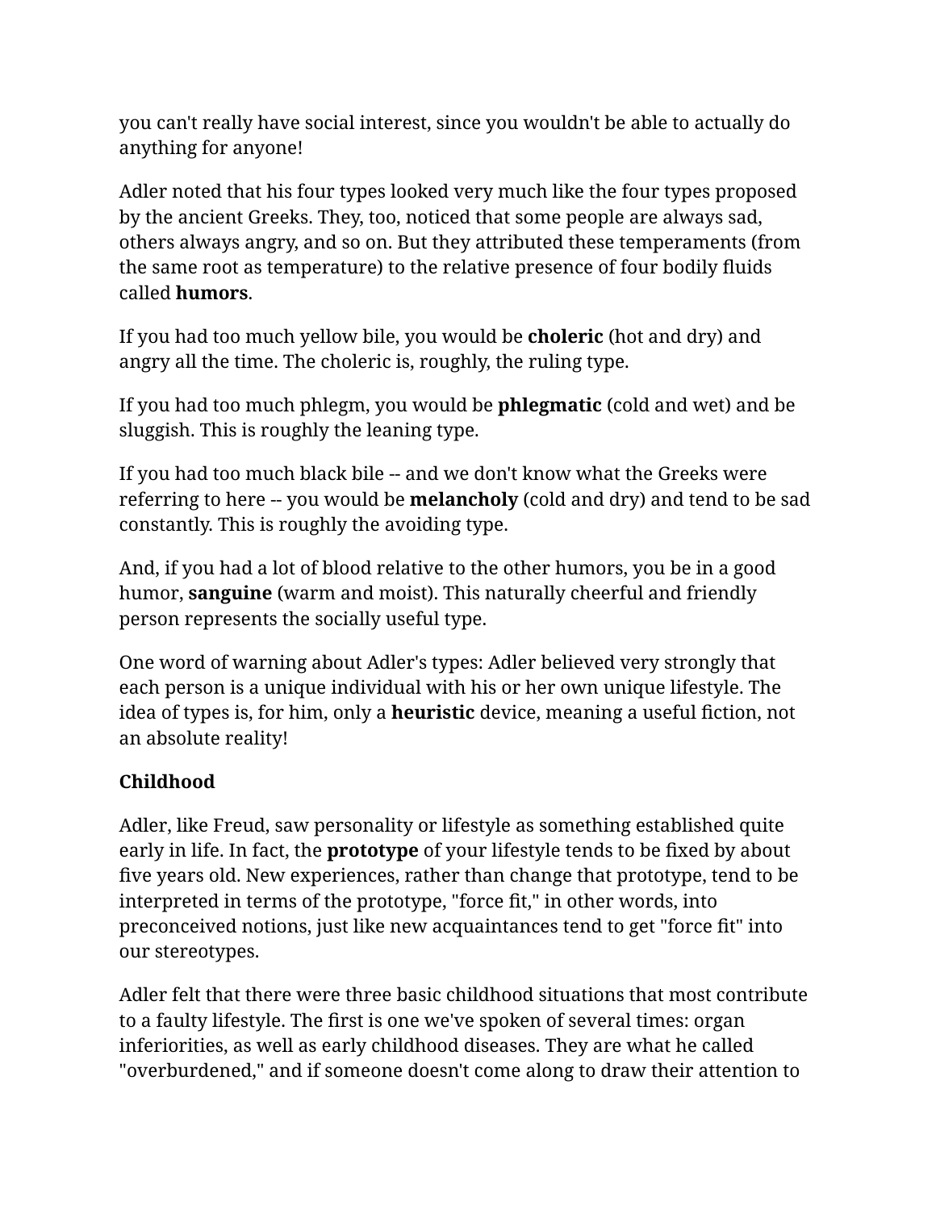you can't really have social interest, since you wouldn't be able to actually do anything for anyone!

Adler noted that his four types looked very much like the four types proposed by the ancient Greeks. They, too, noticed that some people are always sad, others always angry, and so on. But they attributed these temperaments (from the same root as temperature) to the relative presence of four bodily fluids called **humors**.

If you had too much yellow bile, you would be **choleric** (hot and dry) and angry all the time. The choleric is, roughly, the ruling type.

If you had too much phlegm, you would be **phlegmatic** (cold and wet) and be sluggish. This is roughly the leaning type.

If you had too much black bile -- and we don't know what the Greeks were referring to here -- you would be **melancholy** (cold and dry) and tend to be sad constantly. This is roughly the avoiding type.

And, if you had a lot of blood relative to the other humors, you be in a good humor, **sanguine** (warm and moist). This naturally cheerful and friendly person represents the socially useful type.

One word of warning about Adler's types: Adler believed very strongly that each person is a unique individual with his or her own unique lifestyle. The idea of types is, for him, only a **heuristic** device, meaning a useful fiction, not an absolute reality!

**Childhood**

Adler, like Freud, saw personality or lifestyle as something established quite early in life. In fact, the **prototype** of your lifestyle tends to be fixed by about five years old. New experiences, rather than change that prototype, tend to be interpreted in terms of the prototype, "force fit," in other words, into preconceived notions, just like new acquaintances tend to get "force fit" into our stereotypes.

Adler felt that there were three basic childhood situations that most contribute to a faulty lifestyle. The first is one we've spoken of several times: organ inferiorities, as well as early childhood diseases. They are what he called "overburdened," and if someone doesn't come along to draw their attention to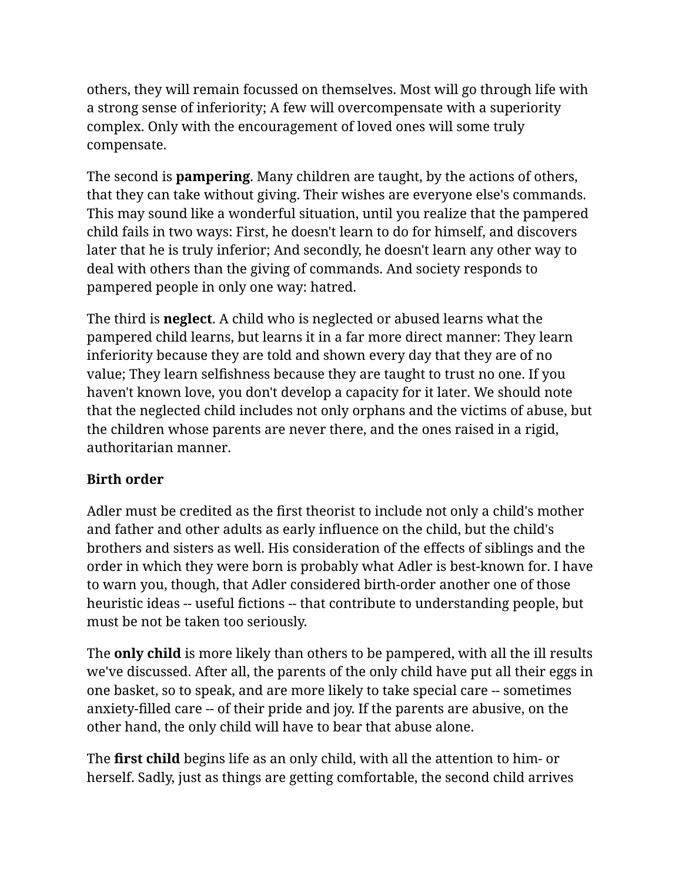others, they will remain focussed on themselves. Most will go through life with a strong sense of inferiority; A few will overcompensate with a superiority complex. Only with the encouragement of loved ones will some truly compensate.

The second is **pampering**. Many children are taught, by the actions of others, that they can take without giving. Their wishes are everyone else's commands. This may sound like a wonderful situation, until you realize that the pampered child fails in two ways: First, he doesn't learn to do for himself, and discovers later that he is truly inferior; And secondly, he doesn't learn any other way to deal with others than the giving of commands. And society responds to pampered people in only one way: hatred.

The third is **neglect**. A child who is neglected or abused learns what the pampered child learns, but learns it in a far more direct manner: They learn inferiority because they are told and shown every day that they are of no value; They learn selfishness because they are taught to trust no one. If you haven't known love, you don't develop a capacity for it later. We should note that the neglected child includes not only orphans and the victims of abuse, but the children whose parents are never there, and the ones raised in a rigid, authoritarian manner.

**Birth order**

Adler must be credited as the first theorist to include not only a child's mother and father and other adults as early influence on the child, but the child's brothers and sisters as well. His consideration of the effects of siblings and the order in which they were born is probably what Adler is best-known for. I have to warn you, though, that Adler considered birth-order another one of those heuristic ideas -- useful fictions -- that contribute to understanding people, but must be not be taken too seriously.

The **only child** is more likely than others to be pampered, with all the ill results we've discussed. After all, the parents of the only child have put all their eggs in one basket, so to speak, and are more likely to take special care -- sometimes anxiety-filled care -- of their pride and joy. If the parents are abusive, on the other hand, the only child will have to bear that abuse alone.

The **first child** begins life as an only child, with all the attention to him- or herself. Sadly, just as things are getting comfortable, the second child arrives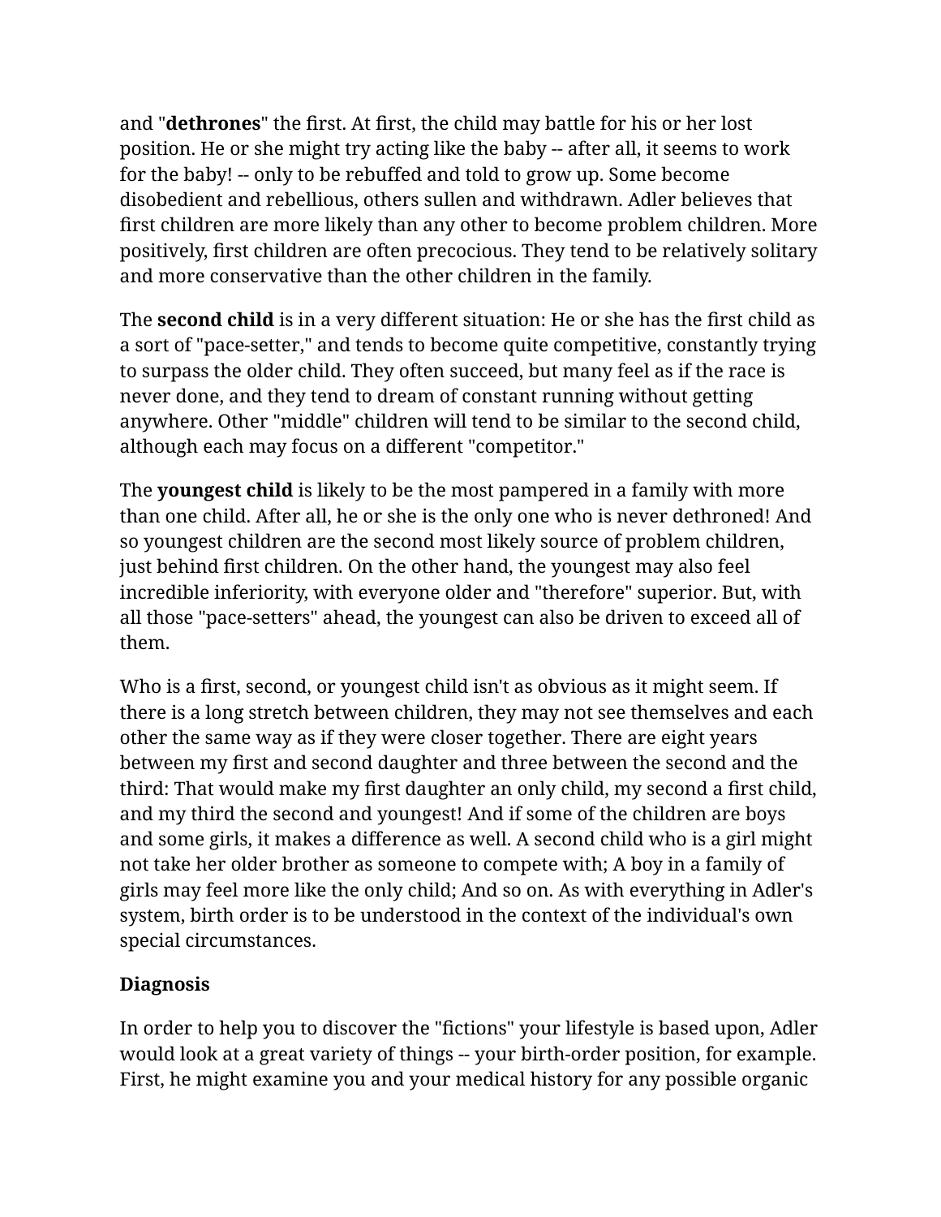and "**dethrones**" the first. At first, the child may battle for his or her lost position. He or she might try acting like the baby -- after all, it seems to work for the baby! -- only to be rebuffed and told to grow up. Some become disobedient and rebellious, others sullen and withdrawn. Adler believes that first children are more likely than any other to become problem children. More positively, first children are often precocious. They tend to be relatively solitary and more conservative than the other children in the family.

The **second child** is in a very different situation: He or she has the first child as a sort of "pace-setter," and tends to become quite competitive, constantly trying to surpass the older child. They often succeed, but many feel as if the race is never done, and they tend to dream of constant running without getting anywhere. Other "middle" children will tend to be similar to the second child, although each may focus on a different "competitor."

The **youngest child** is likely to be the most pampered in a family with more than one child. After all, he or she is the only one who is never dethroned! And so youngest children are the second most likely source of problem children, just behind first children. On the other hand, the youngest may also feel incredible inferiority, with everyone older and "therefore" superior. But, with all those "pace-setters" ahead, the youngest can also be driven to exceed all of them.

Who is a first, second, or youngest child isn't as obvious as it might seem. If there is a long stretch between children, they may not see themselves and each other the same way as if they were closer together. There are eight years between my first and second daughter and three between the second and the third: That would make my first daughter an only child, my second a first child, and my third the second and youngest! And if some of the children are boys and some girls, it makes a difference as well. A second child who is a girl might not take her older brother as someone to compete with; A boy in a family of girls may feel more like the only child; And so on. As with everything in Adler's system, birth order is to be understood in the context of the individual's own special circumstances.

**Diagnosis**

In order to help you to discover the "fictions" your lifestyle is based upon, Adler would look at a great variety of things -- your birth-order position, for example. First, he might examine you and your medical history for any possible organic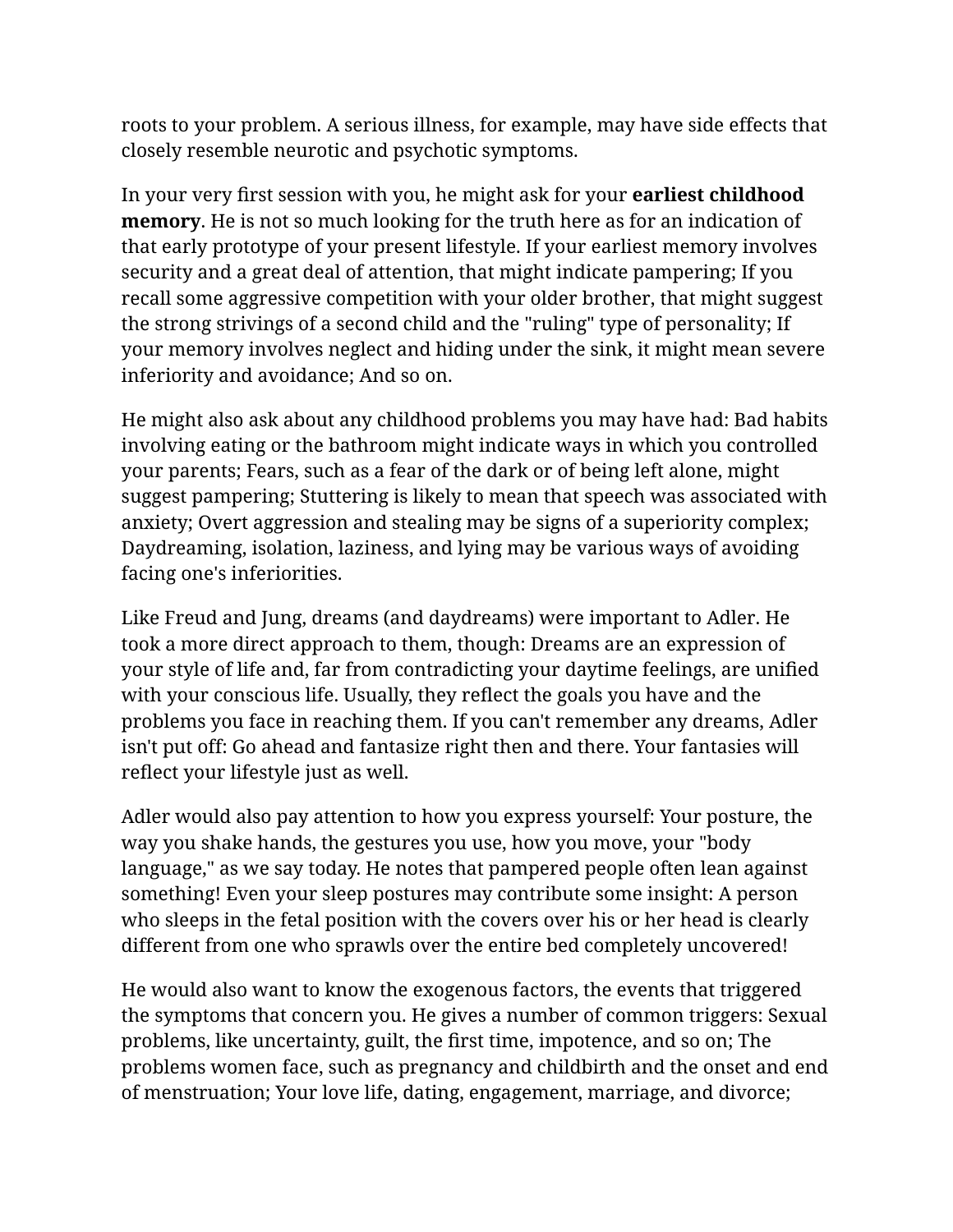roots to your problem. A serious illness, for example, may have side effects that closely resemble neurotic and psychotic symptoms.

In your very first session with you, he might ask for your **earliest childhood memory**. He is not so much looking for the truth here as for an indication of that early prototype of your present lifestyle. If your earliest memory involves security and a great deal of attention, that might indicate pampering; If you recall some aggressive competition with your older brother, that might suggest the strong strivings of a second child and the "ruling" type of personality; If your memory involves neglect and hiding under the sink, it might mean severe inferiority and avoidance; And so on.

He might also ask about any childhood problems you may have had: Bad habits involving eating or the bathroom might indicate ways in which you controlled your parents; Fears, such as a fear of the dark or of being left alone, might suggest pampering; Stuttering is likely to mean that speech was associated with anxiety; Overt aggression and stealing may be signs of a superiority complex; Daydreaming, isolation, laziness, and lying may be various ways of avoiding facing one's inferiorities.

Like Freud and Jung, dreams (and daydreams) were important to Adler. He took a more direct approach to them, though: Dreams are an expression of your style of life and, far from contradicting your daytime feelings, are unified with your conscious life. Usually, they reflect the goals you have and the problems you face in reaching them. If you can't remember any dreams, Adler isn't put off: Go ahead and fantasize right then and there. Your fantasies will reflect your lifestyle just as well.

Adler would also pay attention to how you express yourself: Your posture, the way you shake hands, the gestures you use, how you move, your "body language," as we say today. He notes that pampered people often lean against something! Even your sleep postures may contribute some insight: A person who sleeps in the fetal position with the covers over his or her head is clearly different from one who sprawls over the entire bed completely uncovered!

He would also want to know the exogenous factors, the events that triggered the symptoms that concern you. He gives a number of common triggers: Sexual problems, like uncertainty, guilt, the first time, impotence, and so on; The problems women face, such as pregnancy and childbirth and the onset and end of menstruation; Your love life, dating, engagement, marriage, and divorce;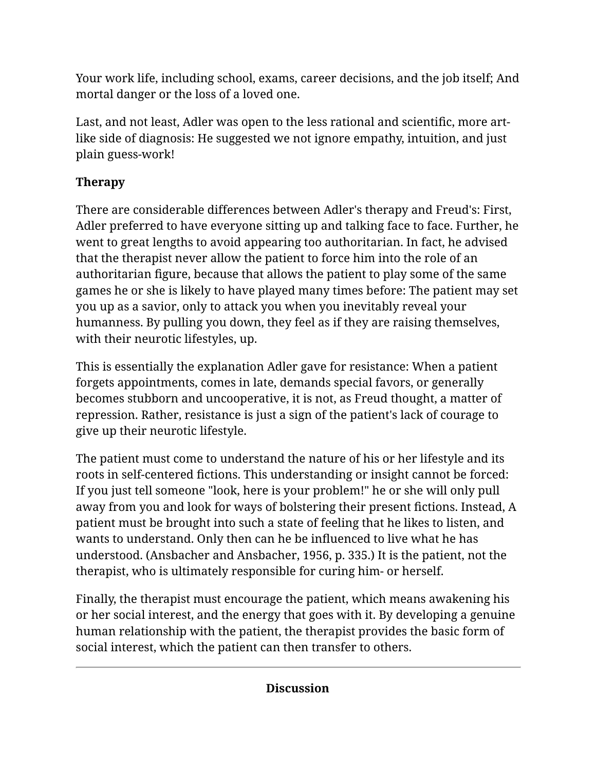Your work life, including school, exams, career decisions, and the job itself; And mortal danger or the loss of a loved one.

Last, and not least, Adler was open to the less rational and scientific, more art-like side of diagnosis: He suggested we not ignore empathy, intuition, and just plain guess-work!

**Therapy**

There are considerable differences between Adler's therapy and Freud's: First, Adler preferred to have everyone sitting up and talking face to face. Further, he went to great lengths to avoid appearing too authoritarian. In fact, he advised that the therapist never allow the patient to force him into the role of an authoritarian figure, because that allows the patient to play some of the same games he or she is likely to have played many times before: The patient may set you up as a savior, only to attack you when you inevitably reveal your humanness. By pulling you down, they feel as if they are raising themselves, with their neurotic lifestyles, up.

This is essentially the explanation Adler gave for resistance: When a patient forgets appointments, comes in late, demands special favors, or generally becomes stubborn and uncooperative, it is not, as Freud thought, a matter of repression. Rather, resistance is just a sign of the patient's lack of courage to give up their neurotic lifestyle.

The patient must come to understand the nature of his or her lifestyle and its roots in self-centered fictions. This understanding or insight cannot be forced: If you just tell someone "look, here is your problem!" he or she will only pull away from you and look for ways of bolstering their present fictions. Instead, A patient must be brought into such a state of feeling that he likes to listen, and wants to understand. Only then can he be influenced to live what he has understood. (Ansbacher and Ansbacher, 1956, p. 335.) It is the patient, not the therapist, who is ultimately responsible for curing him- or herself.

Finally, the therapist must encourage the patient, which means awakening his or her social interest, and the energy that goes with it. By developing a genuine human relationship with the patient, the therapist provides the basic form of social interest, which the patient can then transfer to others.

---

**Discussion**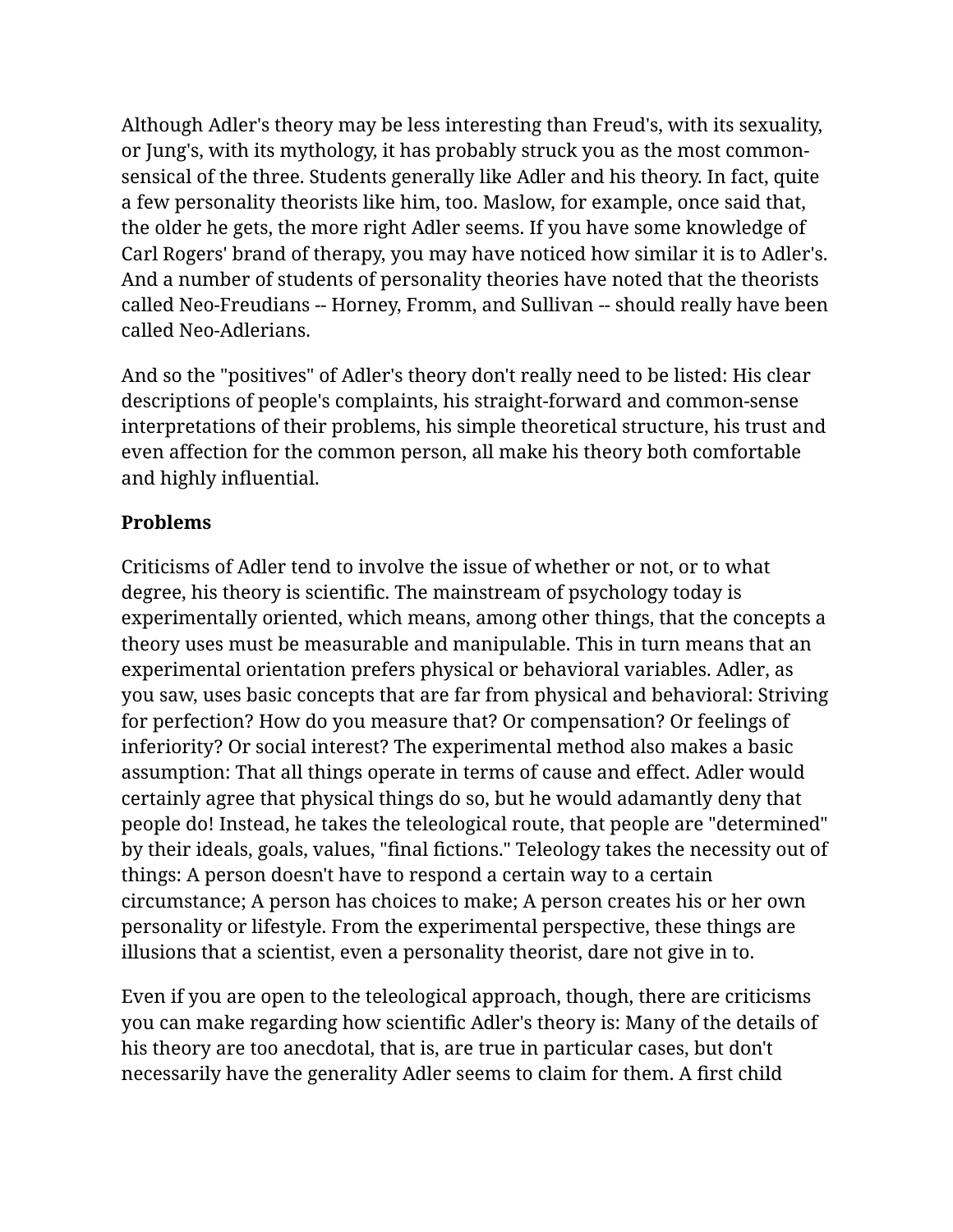Although Adler's theory may be less interesting than Freud's, with its sexuality, or Jung's, with its mythology, it has probably struck you as the most common-sensical of the three. Students generally like Adler and his theory. In fact, quite a few personality theorists like him, too. Maslow, for example, once said that, the older he gets, the more right Adler seems. If you have some knowledge of Carl Rogers' brand of therapy, you may have noticed how similar it is to Adler's. And a number of students of personality theories have noted that the theorists called Neo-Freudians -- Horney, Fromm, and Sullivan -- should really have been called Neo-Adlerians.

And so the "positives" of Adler's theory don't really need to be listed: His clear descriptions of people's complaints, his straight-forward and common-sense interpretations of their problems, his simple theoretical structure, his trust and even affection for the common person, all make his theory both comfortable and highly influential.

**Problems**

Criticisms of Adler tend to involve the issue of whether or not, or to what degree, his theory is scientific. The mainstream of psychology today is experimentally oriented, which means, among other things, that the concepts a theory uses must be measurable and manipulable. This in turn means that an experimental orientation prefers physical or behavioral variables. Adler, as you saw, uses basic concepts that are far from physical and behavioral: Striving for perfection? How do you measure that? Or compensation? Or feelings of inferiority? Or social interest? The experimental method also makes a basic assumption: That all things operate in terms of cause and effect. Adler would certainly agree that physical things do so, but he would adamantly deny that people do! Instead, he takes the teleological route, that people are "determined" by their ideals, goals, values, "final fictions." Teleology takes the necessity out of things: A person doesn't have to respond a certain way to a certain circumstance; A person has choices to make; A person creates his or her own personality or lifestyle. From the experimental perspective, these things are illusions that a scientist, even a personality theorist, dare not give in to.

Even if you are open to the teleological approach, though, there are criticisms you can make regarding how scientific Adler's theory is: Many of the details of his theory are too anecdotal, that is, are true in particular cases, but don't necessarily have the generality Adler seems to claim for them. A first child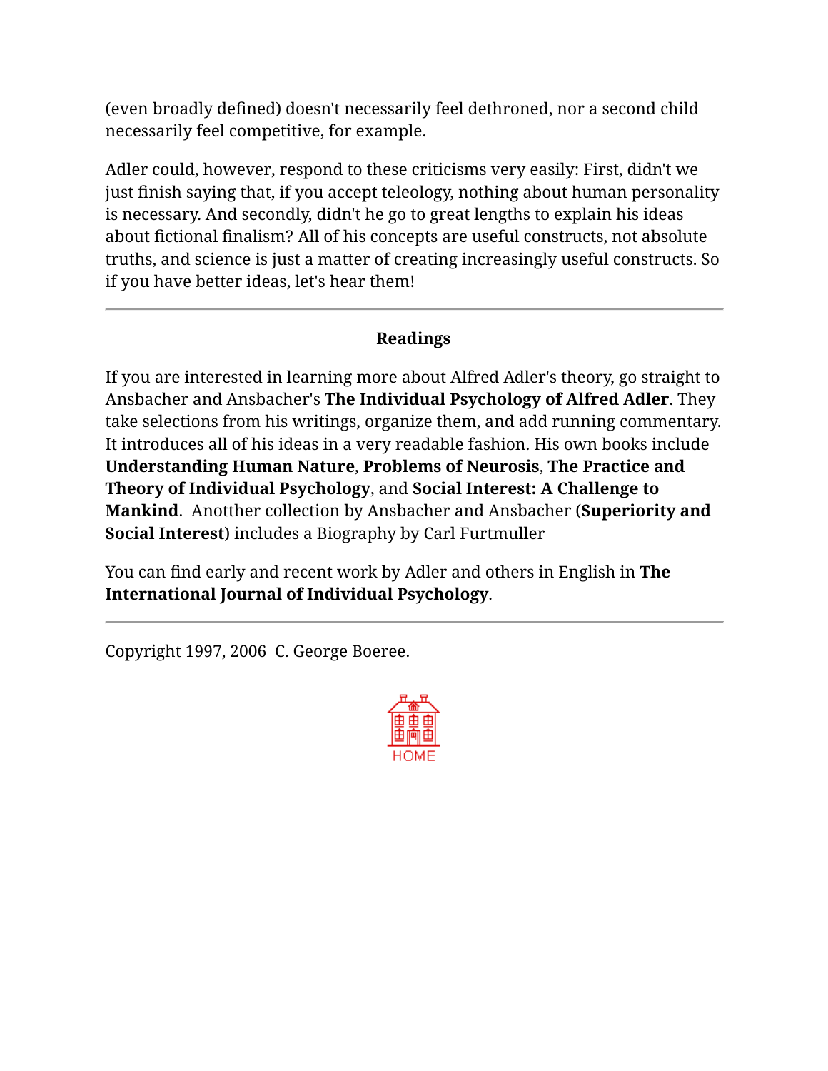(even broadly defined) doesn't necessarily feel dethroned, nor a second child necessarily feel competitive, for example.

Adler could, however, respond to these criticisms very easily: First, didn't we just finish saying that, if you accept teleology, nothing about human personality is necessary. And secondly, didn't he go to great lengths to explain his ideas about fictional finalism? All of his concepts are useful constructs, not absolute truths, and science is just a matter of creating increasingly useful constructs. So if you have better ideas, let's hear them!

---

**Readings**

If you are interested in learning more about Alfred Adler's theory, go straight to Ansbacher and Ansbacher's **The Individual Psychology of Alfred Adler**. They take selections from his writings, organize them, and add running commentary. It introduces all of his ideas in a very readable fashion. His own books include **Understanding Human Nature**, **Problems of Neurosis**, **The Practice and Theory of Individual Psychology**, and **Social Interest: A Challenge to Mankind**. Anotther collection by Ansbacher and Ansbacher (**Superiority and Social Interest**) includes a Biography by Carl Furtmuller

You can find early and recent work by Adler and others in English in **The International Journal of Individual Psychology**.

---

Copyright 1997, 2006 C. George Boeree.

HOME